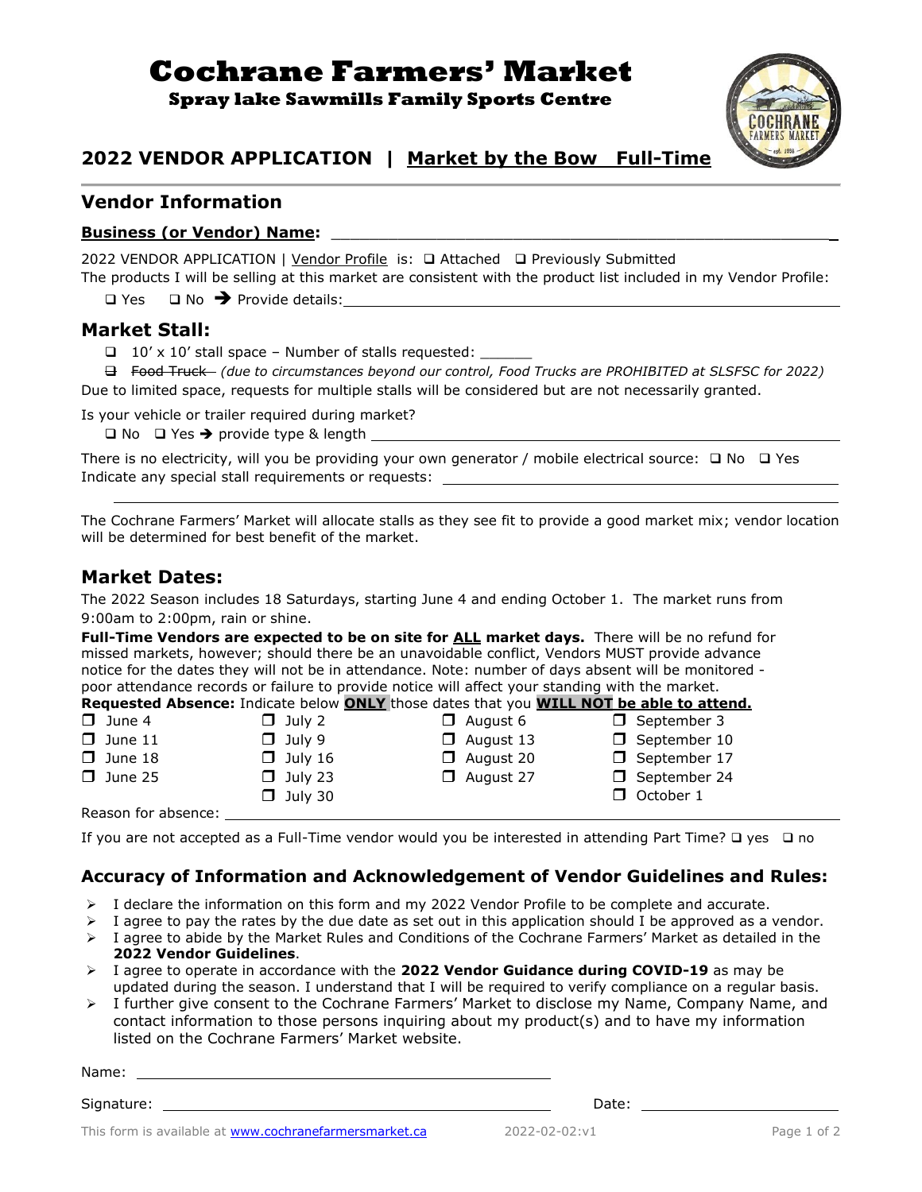# Cochrane Farmers' Market

**Spray lake Sawmills Family Sports Centre**

## 2022 VENDOR APPLICATION | Market by the Bow Full-Time

## Vendor Information

**Business (or Vendor) Name:** ______________________________

2022 VENDOR APPLICATION | Vendor Profile is: ❑ Attached ❑ Previously Submitted

The products I will be selling at this market are consistent with the product list included in my Vendor Profile:

❑ Yes ❑ No ➔ Provide details: ______________________________

## Market Stall:

❑ 10' x 10' stall space – Number of stalls requested: ______

❑ ~~Food Truck~~ *(due to circumstances beyond our control, Food Trucks are PROHIBITED at SLSFSC for 2022)*

Due to limited space, requests for multiple stalls will be considered but are not necessarily granted.

Is your vehicle or trailer required during market?

❑ No ❑ Yes ➔ provide type & length ______________________________

There is no electricity, will you be providing your own generator / mobile electrical source: ❑ No ❑ Yes

Indicate any special stall requirements or requests: ______________________________

______________________________

The Cochrane Farmers' Market will allocate stalls as they see fit to provide a good market mix; vendor location will be determined for best benefit of the market.

## Market Dates:

The 2022 Season includes 18 Saturdays, starting June 4 and ending October 1. The market runs from 9:00am to 2:00pm, rain or shine.

**Full-Time Vendors are expected to be on site for ALL market days.** There will be no refund for missed markets, however; should there be an unavoidable conflict, Vendors MUST provide advance notice for the dates they will not be in attendance. Note: number of days absent will be monitored - poor attendance records or failure to provide notice will affect your standing with the market.

**Requested Absence:** Indicate below **ONLY** those dates that you **WILL NOT be able to attend.**

| | | | |
|---|---|---|---|
| ❑ June 4 | ❑ July 2 | ❑ August 6 | ❑ September 3 |
| ❑ June 11 | ❑ July 9 | ❑ August 13 | ❑ September 10 |
| ❑ June 18 | ❑ July 16 | ❑ August 20 | ❑ September 17 |
| ❑ June 25 | ❑ July 23 | ❑ August 27 | ❑ September 24 |
| | ❑ July 30 | | ❑ October 1 |

Reason for absence: ______________________________

If you are not accepted as a Full-Time vendor would you be interested in attending Part Time? ❑ yes ❑ no

## Accuracy of Information and Acknowledgement of Vendor Guidelines and Rules:

- I declare the information on this form and my 2022 Vendor Profile to be complete and accurate.
- I agree to pay the rates by the due date as set out in this application should I be approved as a vendor.
- I agree to abide by the Market Rules and Conditions of the Cochrane Farmers' Market as detailed in the **2022 Vendor Guidelines**.
- I agree to operate in accordance with the **2022 Vendor Guidance during COVID-19** as may be updated during the season. I understand that I will be required to verify compliance on a regular basis.
- I further give consent to the Cochrane Farmers' Market to disclose my Name, Company Name, and contact information to those persons inquiring about my product(s) and to have my information listed on the Cochrane Farmers' Market website.

Name: ______________________________

Signature: ______________________________ Date: ______________

This form is available at www.cochranefarmersmarket.ca 2022-02-02:v1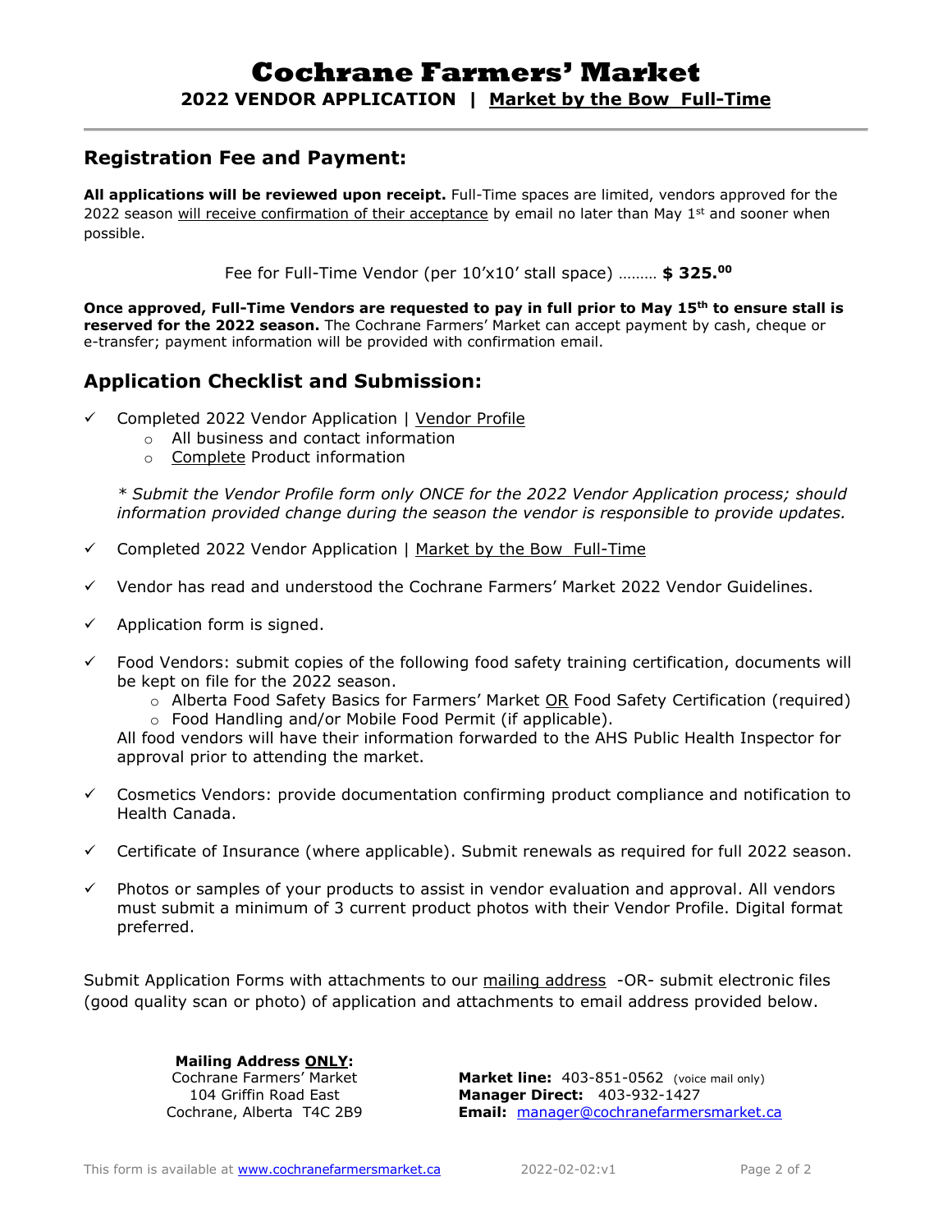# Cochrane Farmers' Market

**2022 VENDOR APPLICATION | Market by the Bow Full-Time**

## Registration Fee and Payment:

**All applications will be reviewed upon receipt.** Full-Time spaces are limited, vendors approved for the 2022 season will receive confirmation of their acceptance by email no later than May 1st and sooner when possible.

Fee for Full-Time Vendor (per 10'x10' stall space) ……… **$ 325.00**

**Once approved, Full-Time Vendors are requested to pay in full prior to May 15th to ensure stall is reserved for the 2022 season.** The Cochrane Farmers' Market can accept payment by cash, cheque or e-transfer; payment information will be provided with confirmation email.

## Application Checklist and Submission:

- ✓ Completed 2022 Vendor Application | Vendor Profile
  - All business and contact information
  - Complete Product information

  *\* Submit the Vendor Profile form only ONCE for the 2022 Vendor Application process; should information provided change during the season the vendor is responsible to provide updates.*

- ✓ Completed 2022 Vendor Application | Market by the Bow Full-Time
- ✓ Vendor has read and understood the Cochrane Farmers' Market 2022 Vendor Guidelines.
- ✓ Application form is signed.
- ✓ Food Vendors: submit copies of the following food safety training certification, documents will be kept on file for the 2022 season.
  - Alberta Food Safety Basics for Farmers' Market OR Food Safety Certification (required)
  - Food Handling and/or Mobile Food Permit (if applicable).

  All food vendors will have their information forwarded to the AHS Public Health Inspector for approval prior to attending the market.

- ✓ Cosmetics Vendors: provide documentation confirming product compliance and notification to Health Canada.
- ✓ Certificate of Insurance (where applicable). Submit renewals as required for full 2022 season.
- ✓ Photos or samples of your products to assist in vendor evaluation and approval. All vendors must submit a minimum of 3 current product photos with their Vendor Profile. Digital format preferred.

Submit Application Forms with attachments to our mailing address -OR- submit electronic files (good quality scan or photo) of application and attachments to email address provided below.

**Mailing Address ONLY:**
Cochrane Farmers' Market
104 Griffin Road East
Cochrane, Alberta T4C 2B9

**Market line:** 403-851-0562 (voice mail only)
**Manager Direct:** 403-932-1427
**Email:** manager@cochranefarmersmarket.ca

This form is available at www.cochranefarmersmarket.ca 2022-02-02:v1